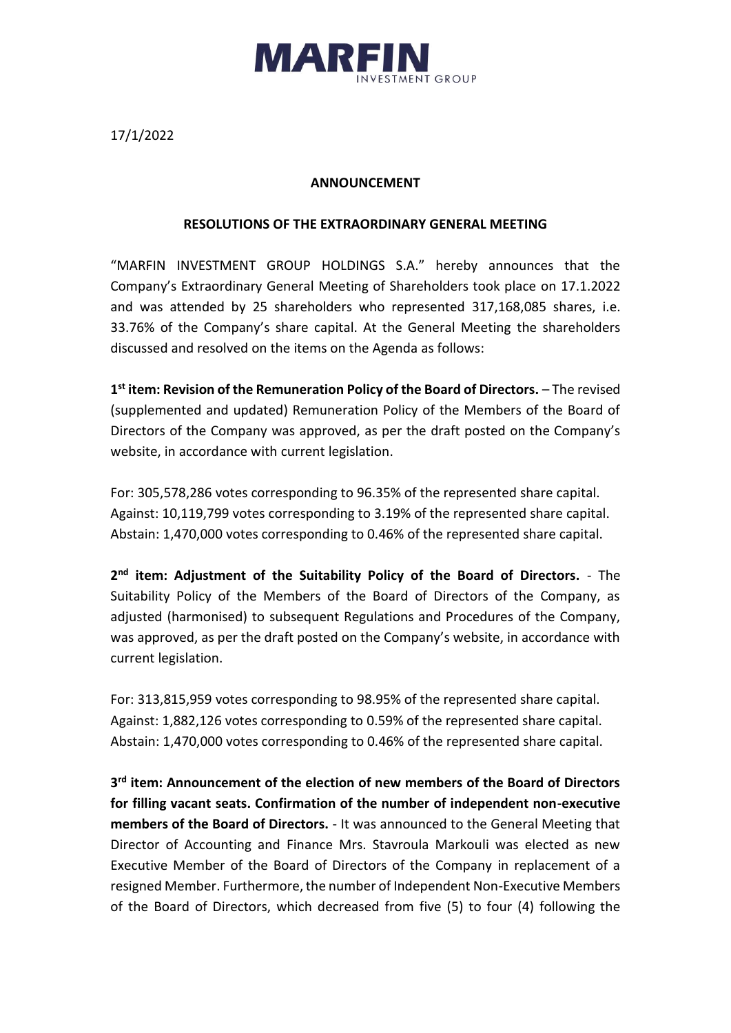MARFIN INVESTMENT GROUP

17/1/2022

**ANNOUNCEMENT**

**RESOLUTIONS OF THE EXTRAORDINARY GENERAL MEETING**

"MARFIN INVESTMENT GROUP HOLDINGS S.A." hereby announces that the Company's Extraordinary General Meeting of Shareholders took place on 17.1.2022 and was attended by 25 shareholders who represented 317,168,085 shares, i.e. 33.76% of the Company's share capital. At the General Meeting the shareholders discussed and resolved on the items on the Agenda as follows:

**1st item: Revision of the Remuneration Policy of the Board of Directors.** – The revised (supplemented and updated) Remuneration Policy of the Members of the Board of Directors of the Company was approved, as per the draft posted on the Company's website, in accordance with current legislation.

For: 305,578,286 votes corresponding to 96.35% of the represented share capital.
Against: 10,119,799 votes corresponding to 3.19% of the represented share capital.
Abstain: 1,470,000 votes corresponding to 0.46% of the represented share capital.

**2nd item: Adjustment of the Suitability Policy of the Board of Directors.** - The Suitability Policy of the Members of the Board of Directors of the Company, as adjusted (harmonised) to subsequent Regulations and Procedures of the Company, was approved, as per the draft posted on the Company's website, in accordance with current legislation.

For: 313,815,959 votes corresponding to 98.95% of the represented share capital.
Against: 1,882,126 votes corresponding to 0.59% of the represented share capital.
Abstain: 1,470,000 votes corresponding to 0.46% of the represented share capital.

**3rd item: Announcement of the election of new members of the Board of Directors for filling vacant seats. Confirmation of the number of independent non-executive members of the Board of Directors.** - It was announced to the General Meeting that Director of Accounting and Finance Mrs. Stavroula Markouli was elected as new Executive Member of the Board of Directors of the Company in replacement of a resigned Member. Furthermore, the number of Independent Non-Executive Members of the Board of Directors, which decreased from five (5) to four (4) following the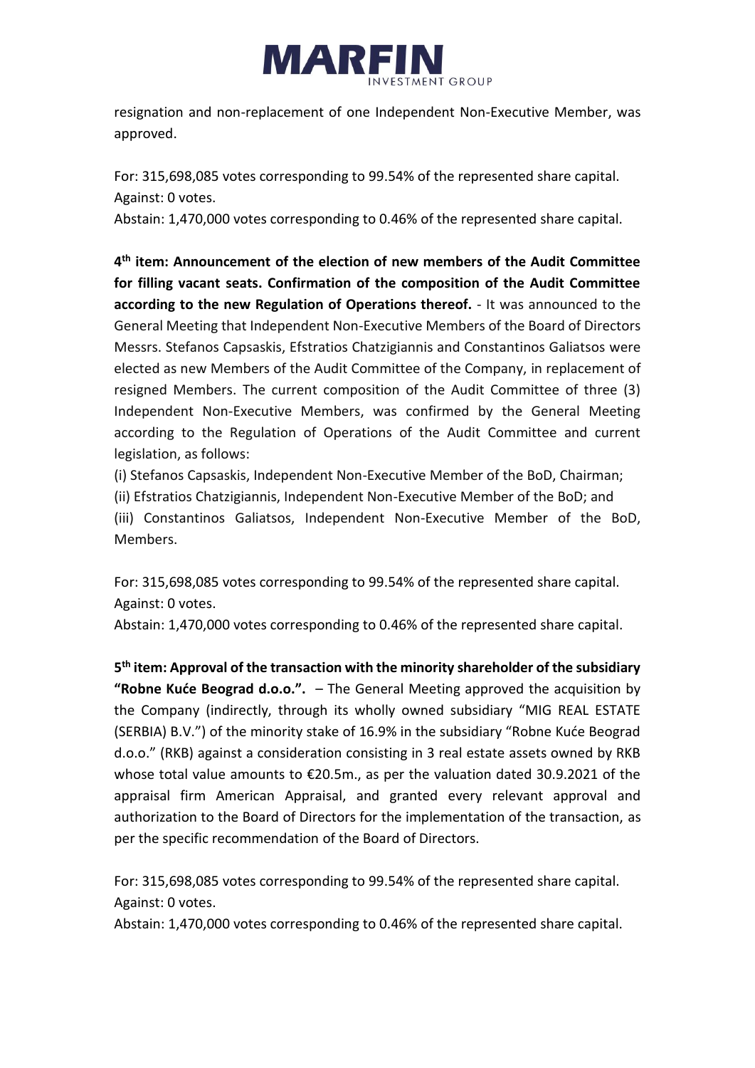resignation and non-replacement of one Independent Non-Executive Member, was approved.

For: 315,698,085 votes corresponding to 99.54% of the represented share capital.
Against: 0 votes.
Abstain: 1,470,000 votes corresponding to 0.46% of the represented share capital.

**4th item: Announcement of the election of new members of the Audit Committee for filling vacant seats. Confirmation of the composition of the Audit Committee according to the new Regulation of Operations thereof.** - It was announced to the General Meeting that Independent Non-Executive Members of the Board of Directors Messrs. Stefanos Capsaskis, Efstratios Chatzigiannis and Constantinos Galiatsos were elected as new Members of the Audit Committee of the Company, in replacement of resigned Members. The current composition of the Audit Committee of three (3) Independent Non-Executive Members, was confirmed by the General Meeting according to the Regulation of Operations of the Audit Committee and current legislation, as follows:

(i) Stefanos Capsaskis, Independent Non-Executive Member of the BoD, Chairman;
(ii) Efstratios Chatzigiannis, Independent Non-Executive Member of the BoD; and
(iii) Constantinos Galiatsos, Independent Non-Executive Member of the BoD, Members.

For: 315,698,085 votes corresponding to 99.54% of the represented share capital.
Against: 0 votes.
Abstain: 1,470,000 votes corresponding to 0.46% of the represented share capital.

**5th item: Approval of the transaction with the minority shareholder of the subsidiary "Robne Kuće Beograd d.o.o.".** – The General Meeting approved the acquisition by the Company (indirectly, through its wholly owned subsidiary "MIG REAL ESTATE (SERBIA) B.V.") of the minority stake of 16.9% in the subsidiary "Robne Kuće Beograd d.o.o." (RKB) against a consideration consisting in 3 real estate assets owned by RKB whose total value amounts to €20.5m., as per the valuation dated 30.9.2021 of the appraisal firm American Appraisal, and granted every relevant approval and authorization to the Board of Directors for the implementation of the transaction, as per the specific recommendation of the Board of Directors.

For: 315,698,085 votes corresponding to 99.54% of the represented share capital.
Against: 0 votes.
Abstain: 1,470,000 votes corresponding to 0.46% of the represented share capital.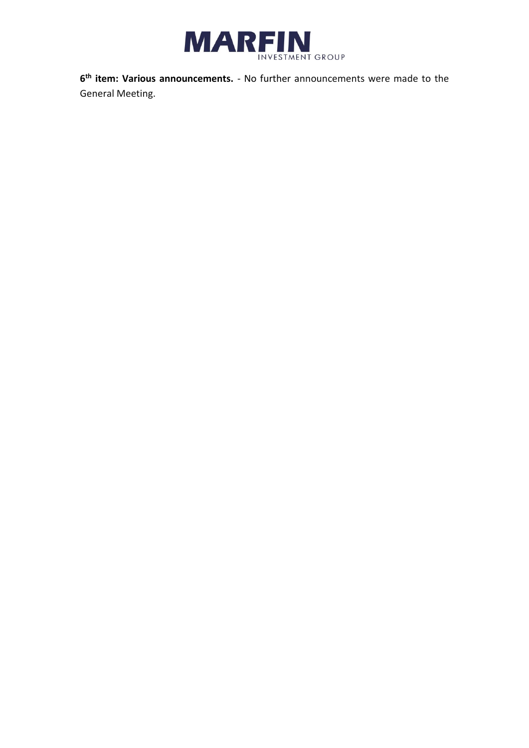**6th item: Various announcements.** - No further announcements were made to the General Meeting.